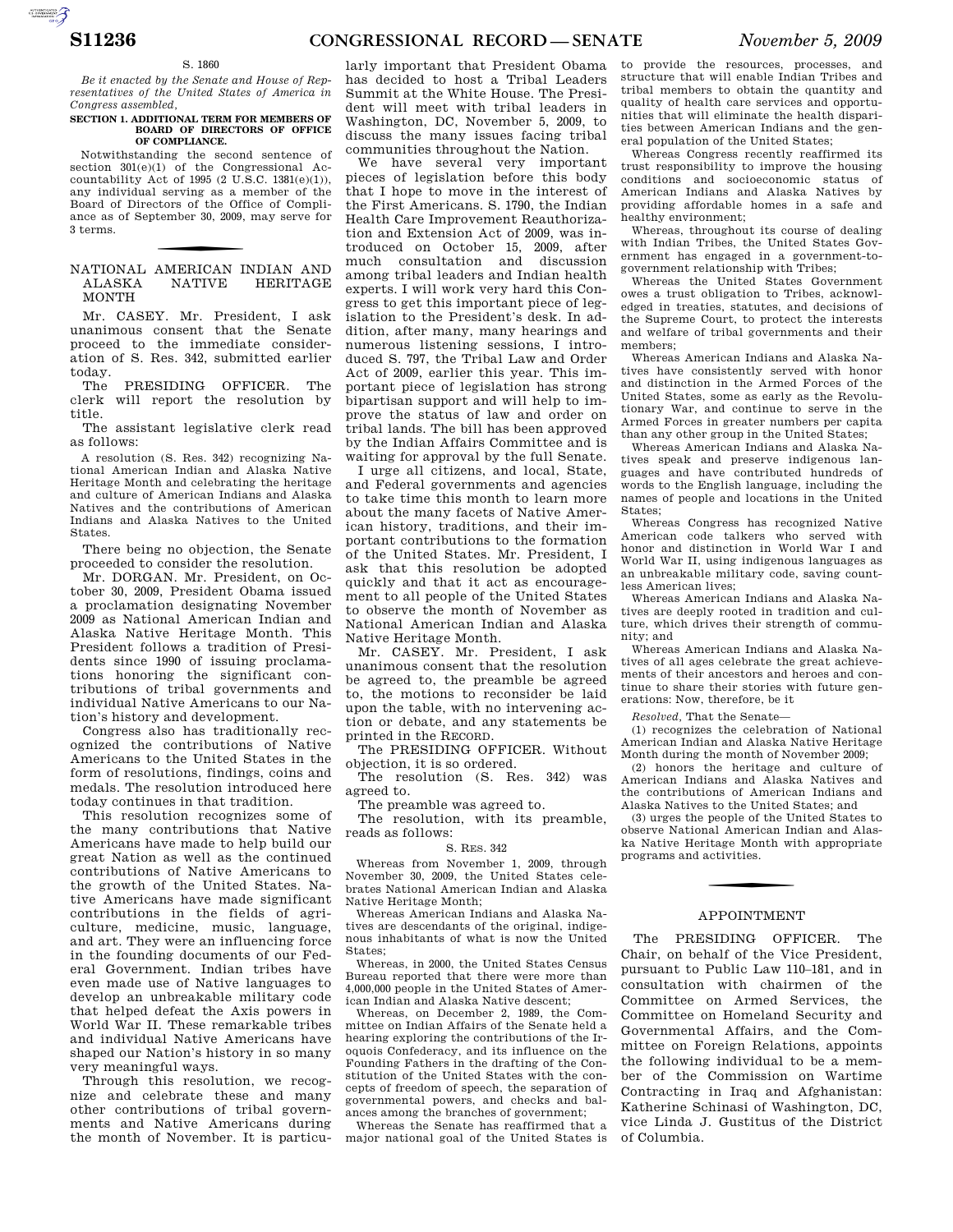S. 1860

*Be it enacted by the Senate and House of Representatives of the United States of America in Congress assembled,*

**SECTION 1. ADDITIONAL TERM FOR MEMBERS OF BOARD OF DIRECTORS OF OFFICE OF COMPLIANCE.**

Notwithstanding the second sentence of section 301(e)(1) of the Congressional Accountability Act of 1995 (2 U.S.C. 1381(e)(1)), any individual serving as a member of the Board of Directors of the Office of Compliance as of September 30, 2009, may serve for 3 terms.

## NATIONAL AMERICAN INDIAN AND ALASKA NATIVE HERITAGE MONTH

Mr. CASEY. Mr. President, I ask unanimous consent that the Senate proceed to the immediate consideration of S. Res. 342, submitted earlier today.

The PRESIDING OFFICER. The clerk will report the resolution by title.

The assistant legislative clerk read as follows:

A resolution (S. Res. 342) recognizing National American Indian and Alaska Native Heritage Month and celebrating the heritage and culture of American Indians and Alaska Natives and the contributions of American Indians and Alaska Natives to the United States.

There being no objection, the Senate proceeded to consider the resolution.

Mr. DORGAN. Mr. President, on October 30, 2009, President Obama issued a proclamation designating November 2009 as National American Indian and Alaska Native Heritage Month. This President follows a tradition of Presidents since 1990 of issuing proclamations honoring the significant contributions of tribal governments and individual Native Americans to our Nation's history and development.

Congress also has traditionally recognized the contributions of Native Americans to the United States in the form of resolutions, findings, coins and medals. The resolution introduced here today continues in that tradition.

This resolution recognizes some of the many contributions that Native Americans have made to help build our great Nation as well as the continued contributions of Native Americans to the growth of the United States. Native Americans have made significant contributions in the fields of agriculture, medicine, music, language, and art. They were an influencing force in the founding documents of our Federal Government. Indian tribes have even made use of Native languages to develop an unbreakable military code that helped defeat the Axis powers in World War II. These remarkable tribes and individual Native Americans have shaped our Nation's history in so many very meaningful ways.

Through this resolution, we recognize and celebrate these and many other contributions of tribal governments and Native Americans during the month of November. It is particularly important that President Obama has decided to host a Tribal Leaders Summit at the White House. The President will meet with tribal leaders in Washington, DC, November 5, 2009, to discuss the many issues facing tribal communities throughout the Nation.

We have several very important pieces of legislation before this body that I hope to move in the interest of the First Americans. S. 1790, the Indian Health Care Improvement Reauthorization and Extension Act of 2009, was introduced on October 15, 2009, after much consultation and discussion among tribal leaders and Indian health experts. I will work very hard this Congress to get this important piece of legislation to the President's desk. In addition, after many, many hearings and numerous listening sessions, I introduced S. 797, the Tribal Law and Order Act of 2009, earlier this year. This important piece of legislation has strong bipartisan support and will help to improve the status of law and order on tribal lands. The bill has been approved by the Indian Affairs Committee and is waiting for approval by the full Senate.

I urge all citizens, and local, State, and Federal governments and agencies to take time this month to learn more about the many facets of Native American history, traditions, and their important contributions to the formation of the United States. Mr. President, I ask that this resolution be adopted quickly and that it act as encouragement to all people of the United States to observe the month of November as National American Indian and Alaska Native Heritage Month.

Mr. CASEY. Mr. President, I ask unanimous consent that the resolution be agreed to, the preamble be agreed to, the motions to reconsider be laid upon the table, with no intervening action or debate, and any statements be printed in the RECORD.

The PRESIDING OFFICER. Without objection, it is so ordered.

The resolution (S. Res. 342) was agreed to.

The preamble was agreed to.

The resolution, with its preamble, reads as follows:

S. RES. 342

Whereas from November 1, 2009, through November 30, 2009, the United States celebrates National American Indian and Alaska Native Heritage Month;

Whereas American Indians and Alaska Natives are descendants of the original, indigenous inhabitants of what is now the United States;

Whereas, in 2000, the United States Census Bureau reported that there were more than 4,000,000 people in the United States of American Indian and Alaska Native descent;

Whereas, on December 2, 1989, the Committee on Indian Affairs of the Senate held a hearing exploring the contributions of the Iroquois Confederacy, and its influence on the Founding Fathers in the drafting of the Constitution of the United States with the concepts of freedom of speech, the separation of governmental powers, and checks and balances among the branches of government;

Whereas the Senate has reaffirmed that a major national goal of the United States is to provide the resources, processes, and structure that will enable Indian Tribes and tribal members to obtain the quantity and quality of health care services and opportunities that will eliminate the health disparities between American Indians and the general population of the United States;

Whereas Congress recently reaffirmed its trust responsibility to improve the housing conditions and socioeconomic status of American Indians and Alaska Natives by providing affordable homes in a safe and healthy environment;

Whereas, throughout its course of dealing with Indian Tribes, the United States Government has engaged in a government-to-government relationship with Tribes;

Whereas the United States Government owes a trust obligation to Tribes, acknowledged in treaties, statutes, and decisions of the Supreme Court, to protect the interests and welfare of tribal governments and their members;

Whereas American Indians and Alaska Natives have consistently served with honor and distinction in the Armed Forces of the United States, some as early as the Revolutionary War, and continue to serve in the Armed Forces in greater numbers per capita than any other group in the United States;

Whereas American Indians and Alaska Natives speak and preserve indigenous languages and have contributed hundreds of words to the English language, including the names of people and locations in the United States;

Whereas Congress has recognized Native American code talkers who served with honor and distinction in World War I and World War II, using indigenous languages as an unbreakable military code, saving countless American lives;

Whereas American Indians and Alaska Natives are deeply rooted in tradition and culture, which drives their strength of community; and

Whereas American Indians and Alaska Natives of all ages celebrate the great achievements of their ancestors and heroes and continue to share their stories with future generations: Now, therefore, be it

*Resolved,* That the Senate—

(1) recognizes the celebration of National American Indian and Alaska Native Heritage Month during the month of November 2009;

(2) honors the heritage and culture of American Indians and Alaska Natives and the contributions of American Indians and Alaska Natives to the United States; and

(3) urges the people of the United States to observe National American Indian and Alaska Native Heritage Month with appropriate programs and activities.

## APPOINTMENT

The PRESIDING OFFICER. The Chair, on behalf of the Vice President, pursuant to Public Law 110–181, and in consultation with chairmen of the Committee on Armed Services, the Committee on Homeland Security and Governmental Affairs, and the Committee on Foreign Relations, appoints the following individual to be a member of the Commission on Wartime Contracting in Iraq and Afghanistan: Katherine Schinasi of Washington, DC, vice Linda J. Gustitus of the District of Columbia.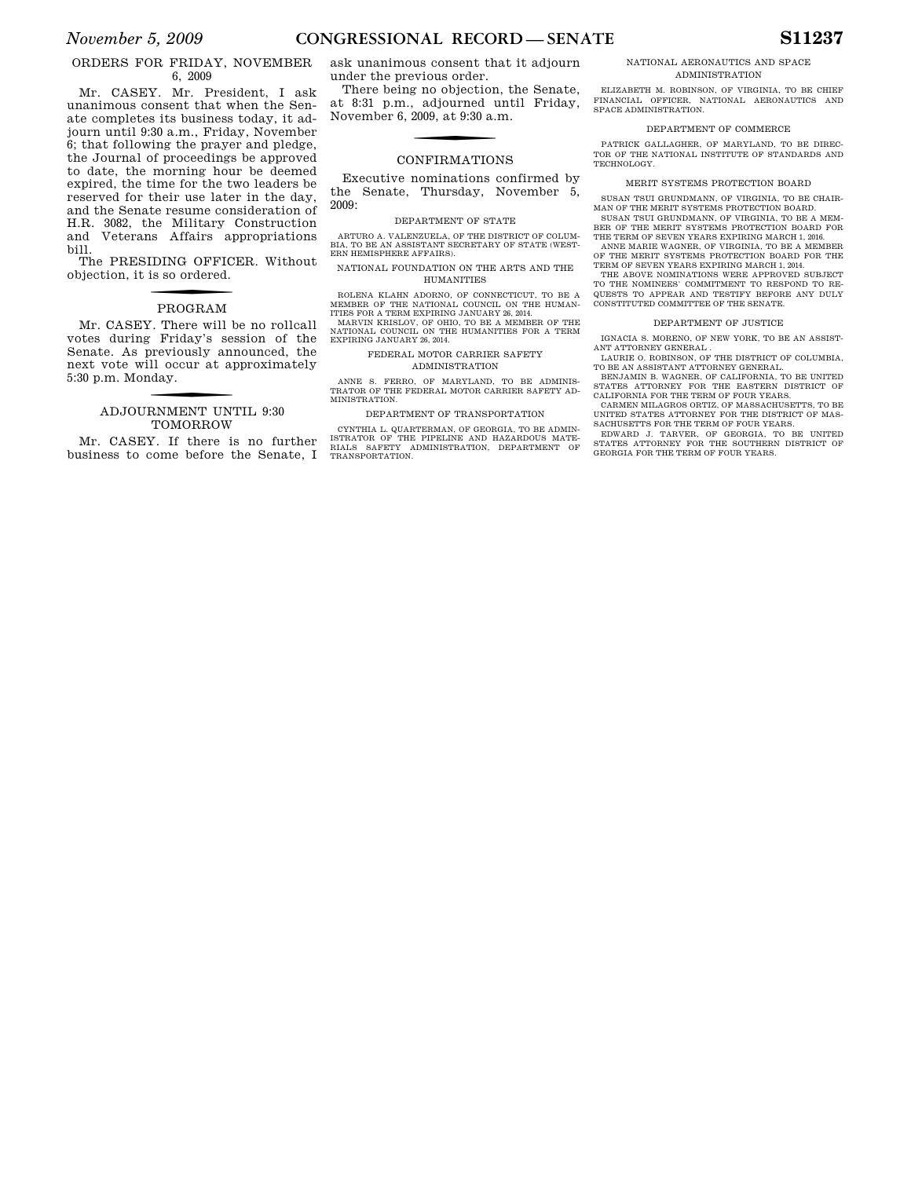## ORDERS FOR FRIDAY, NOVEMBER 6, 2009

Mr. CASEY. Mr. President, I ask unanimous consent that when the Senate completes its business today, it adjourn until 9:30 a.m., Friday, November 6; that following the prayer and pledge, the Journal of proceedings be approved to date, the morning hour be deemed expired, the time for the two leaders be reserved for their use later in the day, and the Senate resume consideration of H.R. 3082, the Military Construction and Veterans Affairs appropriations bill.

The PRESIDING OFFICER. Without objection, it is so ordered.

## PROGRAM

Mr. CASEY. There will be no rollcall votes during Friday's session of the Senate. As previously announced, the next vote will occur at approximately 5:30 p.m. Monday.

## ADJOURNMENT UNTIL 9:30 TOMORROW

Mr. CASEY. If there is no further business to come before the Senate, I ask unanimous consent that it adjourn under the previous order.

There being no objection, the Senate, at 8:31 p.m., adjourned until Friday, November 6, 2009, at 9:30 a.m.

## CONFIRMATIONS

Executive nominations confirmed by the Senate, Thursday, November 5, 2009:

### DEPARTMENT OF STATE

ARTURO A. VALENZUELA, OF THE DISTRICT OF COLUMBIA, TO BE AN ASSISTANT SECRETARY OF STATE (WESTERN HEMISPHERE AFFAIRS).

### NATIONAL FOUNDATION ON THE ARTS AND THE HUMANITIES

ROLENA KLAHN ADORNO, OF CONNECTICUT, TO BE A MEMBER OF THE NATIONAL COUNCIL ON THE HUMANITIES FOR A TERM EXPIRING JANUARY 26, 2014.

MARVIN KRISLOV, OF OHIO, TO BE A MEMBER OF THE NATIONAL COUNCIL ON THE HUMANITIES FOR A TERM EXPIRING JANUARY 26, 2014.

### FEDERAL MOTOR CARRIER SAFETY ADMINISTRATION

ANNE S. FERRO, OF MARYLAND, TO BE ADMINISTRATOR OF THE FEDERAL MOTOR CARRIER SAFETY ADMINISTRATION.

### DEPARTMENT OF TRANSPORTATION

CYNTHIA L. QUARTERMAN, OF GEORGIA, TO BE ADMINISTRATOR OF THE PIPELINE AND HAZARDOUS MATERIALS SAFETY ADMINISTRATION, DEPARTMENT OF TRANSPORTATION.

### NATIONAL AERONAUTICS AND SPACE ADMINISTRATION

ELIZABETH M. ROBINSON, OF VIRGINIA, TO BE CHIEF FINANCIAL OFFICER, NATIONAL AERONAUTICS AND SPACE ADMINISTRATION.

### DEPARTMENT OF COMMERCE

PATRICK GALLAGHER, OF MARYLAND, TO BE DIRECTOR OF THE NATIONAL INSTITUTE OF STANDARDS AND TECHNOLOGY.

### MERIT SYSTEMS PROTECTION BOARD

SUSAN TSUI GRUNDMANN, OF VIRGINIA, TO BE CHAIRMAN OF THE MERIT SYSTEMS PROTECTION BOARD.

SUSAN TSUI GRUNDMANN, OF VIRGINIA, TO BE A MEMBER OF THE MERIT SYSTEMS PROTECTION BOARD FOR THE TERM OF SEVEN YEARS EXPIRING MARCH 1, 2016.

ANNE MARIE WAGNER, OF VIRGINIA, TO BE A MEMBER OF THE MERIT SYSTEMS PROTECTION BOARD FOR THE TERM OF SEVEN YEARS EXPIRING MARCH 1, 2014.

THE ABOVE NOMINATIONS WERE APPROVED SUBJECT TO THE NOMINEES' COMMITMENT TO RESPOND TO REQUESTS TO APPEAR AND TESTIFY BEFORE ANY DULY CONSTITUTED COMMITTEE OF THE SENATE.

### DEPARTMENT OF JUSTICE

IGNACIA S. MORENO, OF NEW YORK, TO BE AN ASSISTANT ATTORNEY GENERAL .

LAURIE O. ROBINSON, OF THE DISTRICT OF COLUMBIA, TO BE AN ASSISTANT ATTORNEY GENERAL.

BENJAMIN B. WAGNER, OF CALIFORNIA, TO BE UNITED STATES ATTORNEY FOR THE EASTERN DISTRICT OF CALIFORNIA FOR THE TERM OF FOUR YEARS.

CARMEN MILAGROS ORTIZ, OF MASSACHUSETTS, TO BE UNITED STATES ATTORNEY FOR THE DISTRICT OF MASSACHUSETTS FOR THE TERM OF FOUR YEARS.

EDWARD J. TARVER, OF GEORGIA, TO BE UNITED STATES ATTORNEY FOR THE SOUTHERN DISTRICT OF GEORGIA FOR THE TERM OF FOUR YEARS.